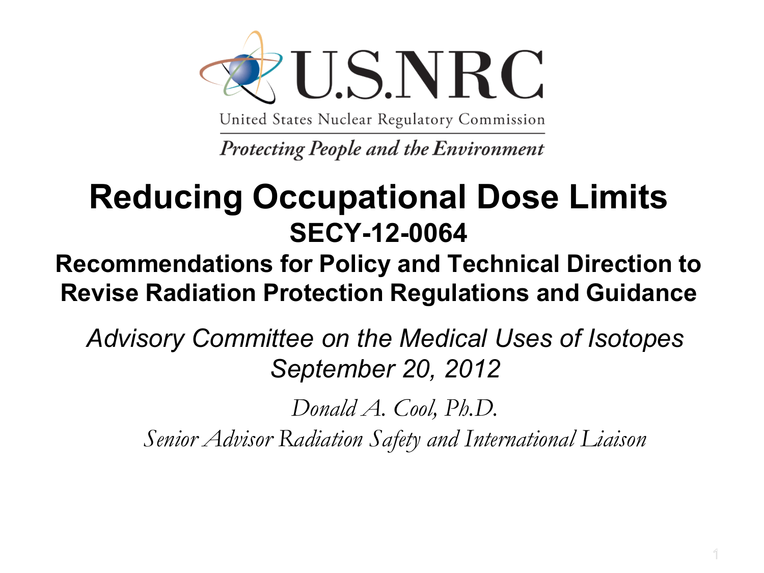U.S.NRC

United States Nuclear Regulatory Commission

*Protecting People and the Environment*

# Reducing Occupational Dose Limits

## SECY-12-0064

## Recommendations for Policy and Technical Direction to Revise Radiation Protection Regulations and Guidance

*Advisory Committee on the Medical Uses of Isotopes*
*September 20, 2012*

*Donald A. Cool, Ph.D.*
*Senior Advisor Radiation Safety and International Liaison*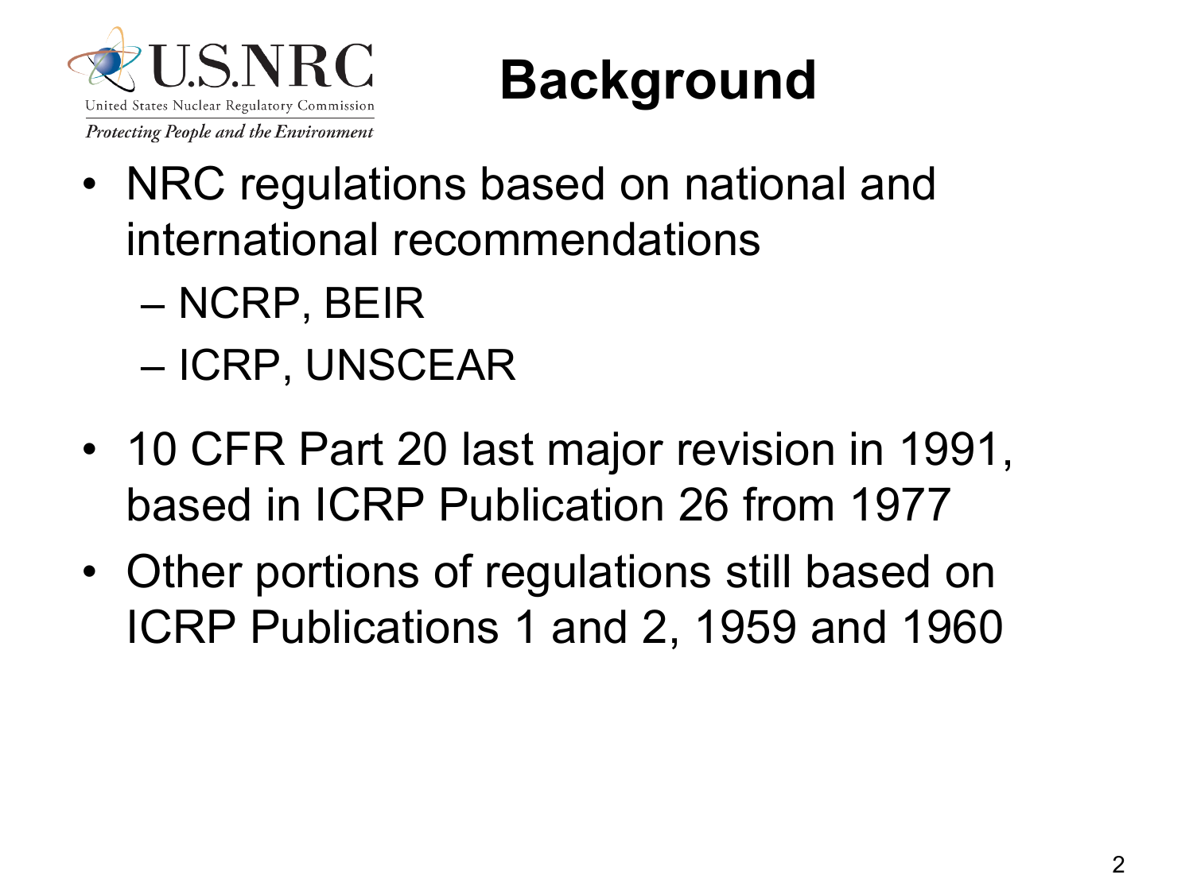# Background

- NRC regulations based on national and international recommendations
  - NCRP, BEIR
  - ICRP, UNSCEAR
- 10 CFR Part 20 last major revision in 1991, based in ICRP Publication 26 from 1977
- Other portions of regulations still based on ICRP Publications 1 and 2, 1959 and 1960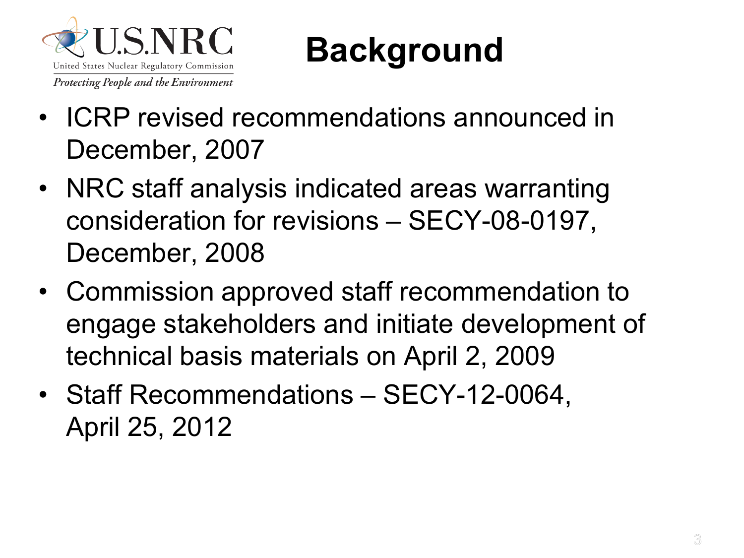# Background

- ICRP revised recommendations announced in December, 2007
- NRC staff analysis indicated areas warranting consideration for revisions – SECY-08-0197, December, 2008
- Commission approved staff recommendation to engage stakeholders and initiate development of technical basis materials on April 2, 2009
- Staff Recommendations – SECY-12-0064, April 25, 2012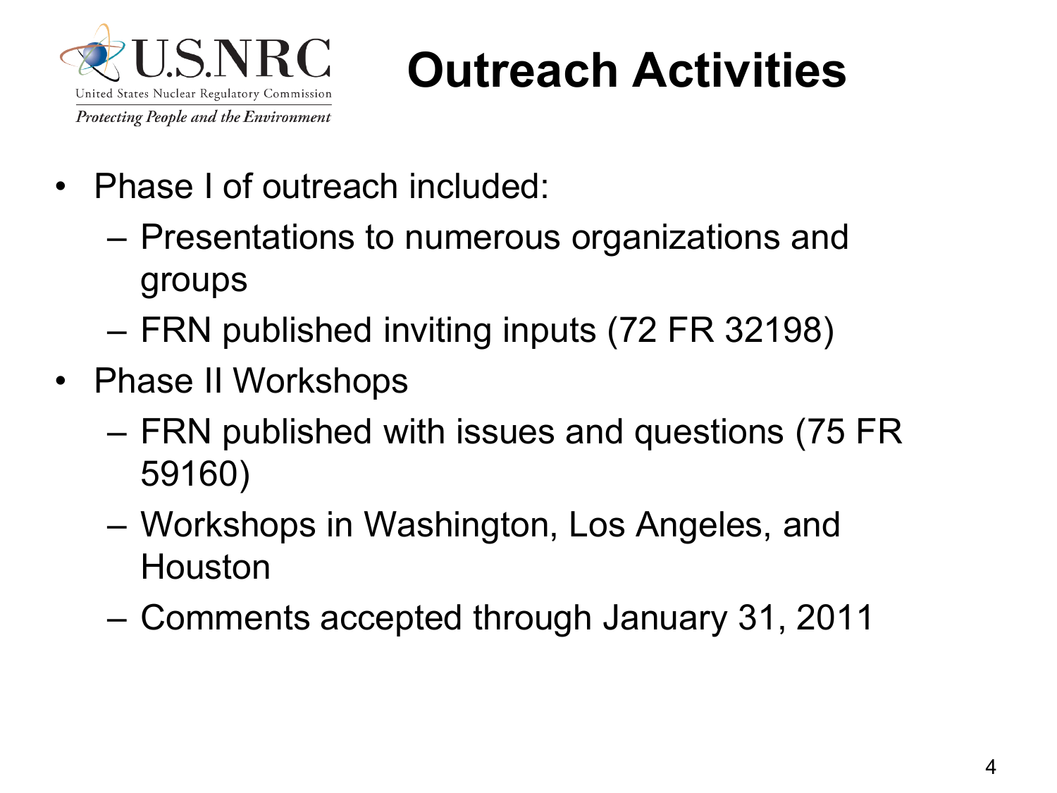# Outreach Activities

- Phase I of outreach included:
  - Presentations to numerous organizations and groups
  - FRN published inviting inputs (72 FR 32198)
- Phase II Workshops
  - FRN published with issues and questions (75 FR 59160)
  - Workshops in Washington, Los Angeles, and Houston
  - Comments accepted through January 31, 2011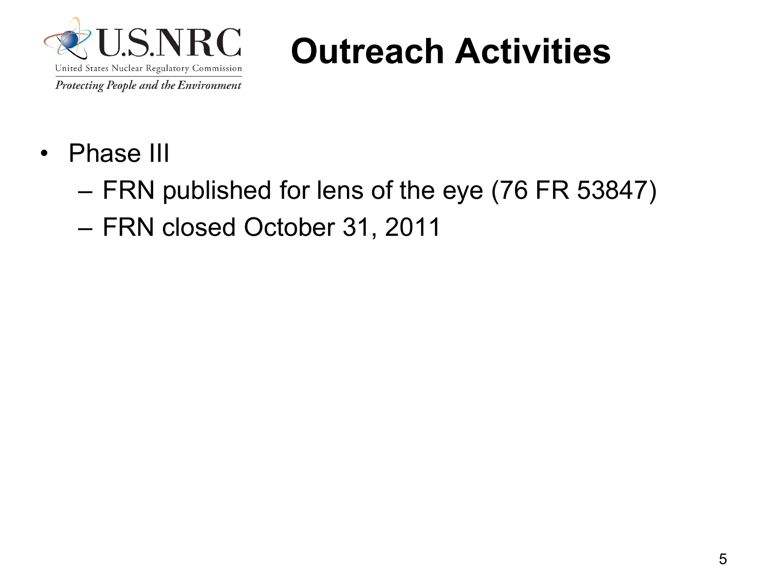# Outreach Activities

- Phase III
  - FRN published for lens of the eye (76 FR 53847)
  - FRN closed October 31, 2011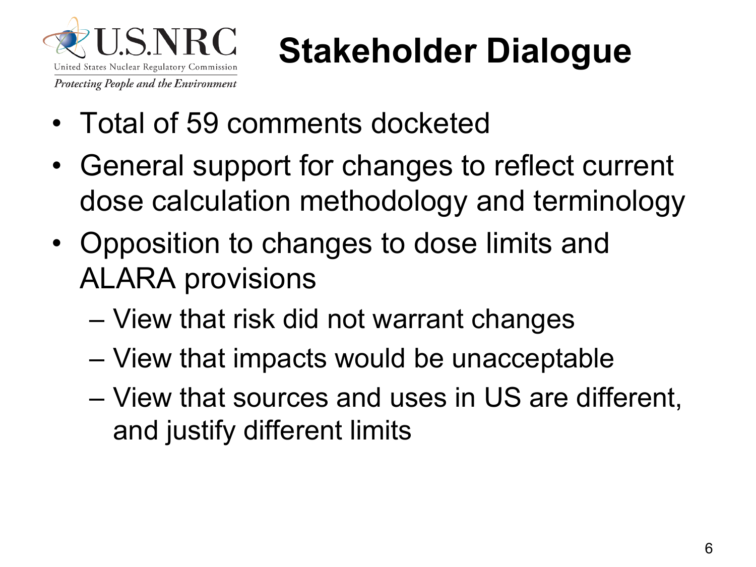# Stakeholder Dialogue

- Total of 59 comments docketed
- General support for changes to reflect current dose calculation methodology and terminology
- Opposition to changes to dose limits and ALARA provisions
  - View that risk did not warrant changes
  - View that impacts would be unacceptable
  - View that sources and uses in US are different, and justify different limits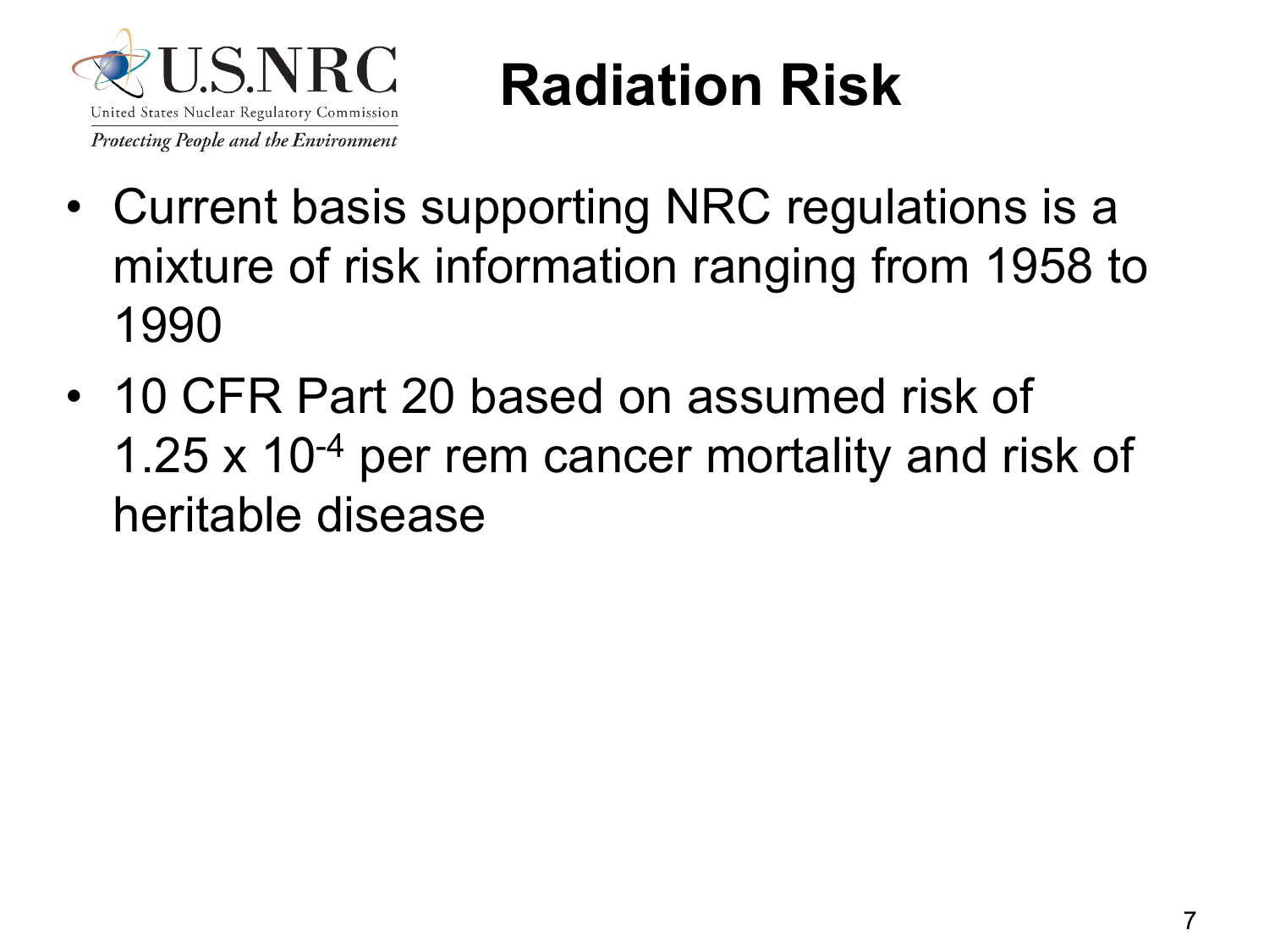# Radiation Risk

- Current basis supporting NRC regulations is a mixture of risk information ranging from 1958 to 1990
- 10 CFR Part 20 based on assumed risk of $1.25 \times 10^{-4}$ per rem cancer mortality and risk of heritable disease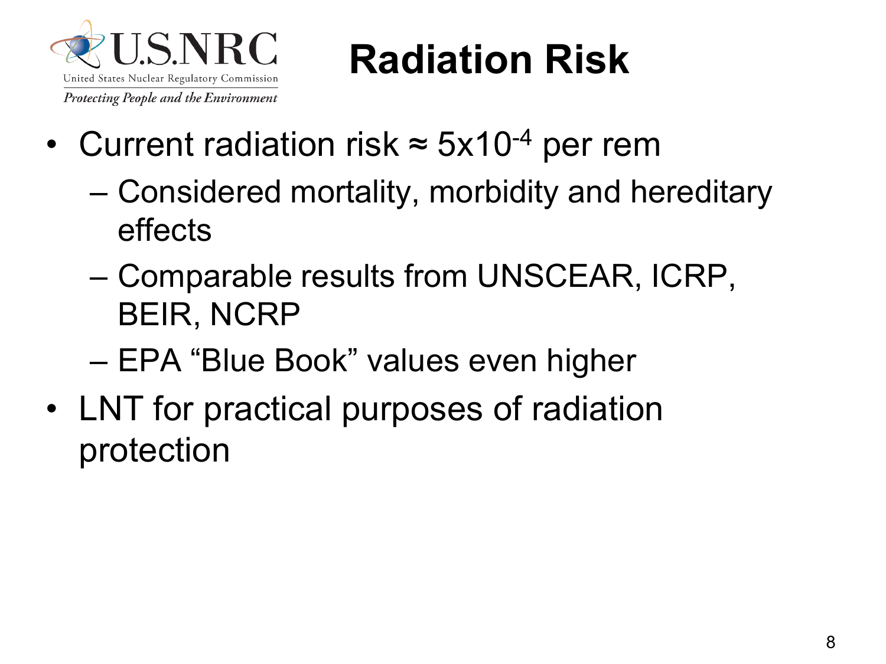# Radiation Risk

- Current radiation risk ≈ $5 \times 10^{-4}$ per rem
  - Considered mortality, morbidity and hereditary effects
  - Comparable results from UNSCEAR, ICRP, BEIR, NCRP
  - EPA "Blue Book" values even higher
- LNT for practical purposes of radiation protection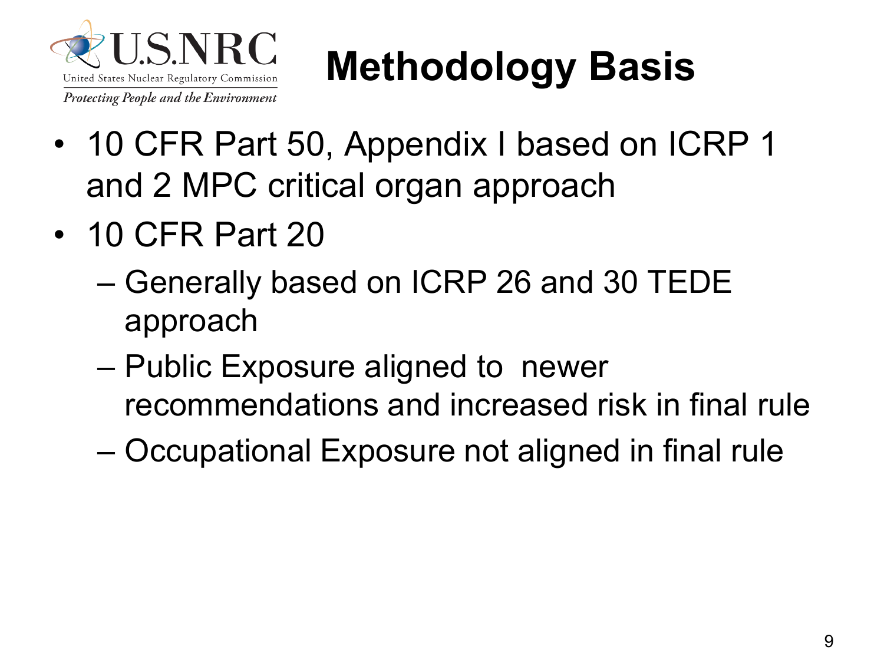# Methodology Basis

- 10 CFR Part 50, Appendix I based on ICRP 1 and 2 MPC critical organ approach
- 10 CFR Part 20
  - Generally based on ICRP 26 and 30 TEDE approach
  - Public Exposure aligned to newer recommendations and increased risk in final rule
  - Occupational Exposure not aligned in final rule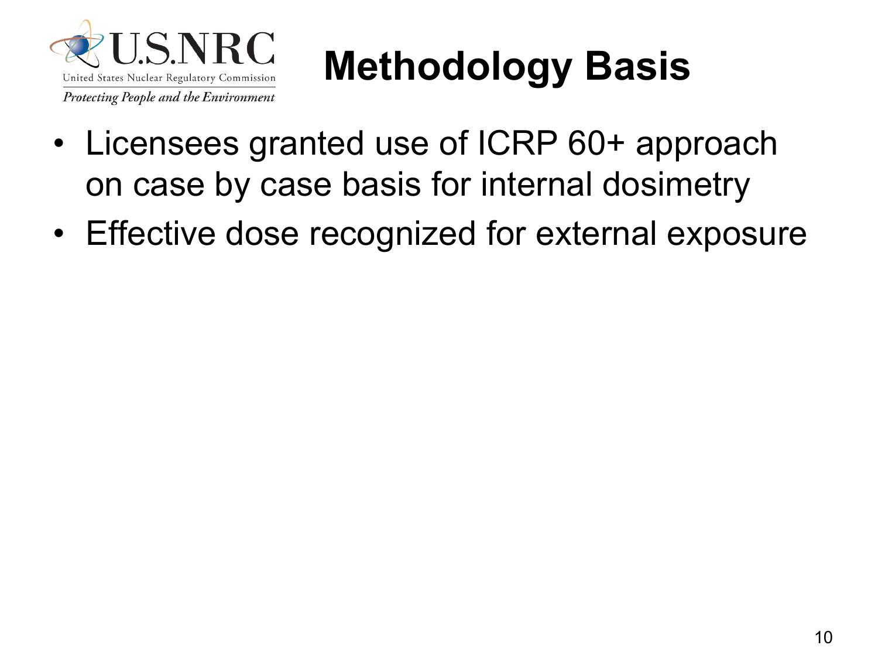# Methodology Basis

- Licensees granted use of ICRP 60+ approach on case by case basis for internal dosimetry
- Effective dose recognized for external exposure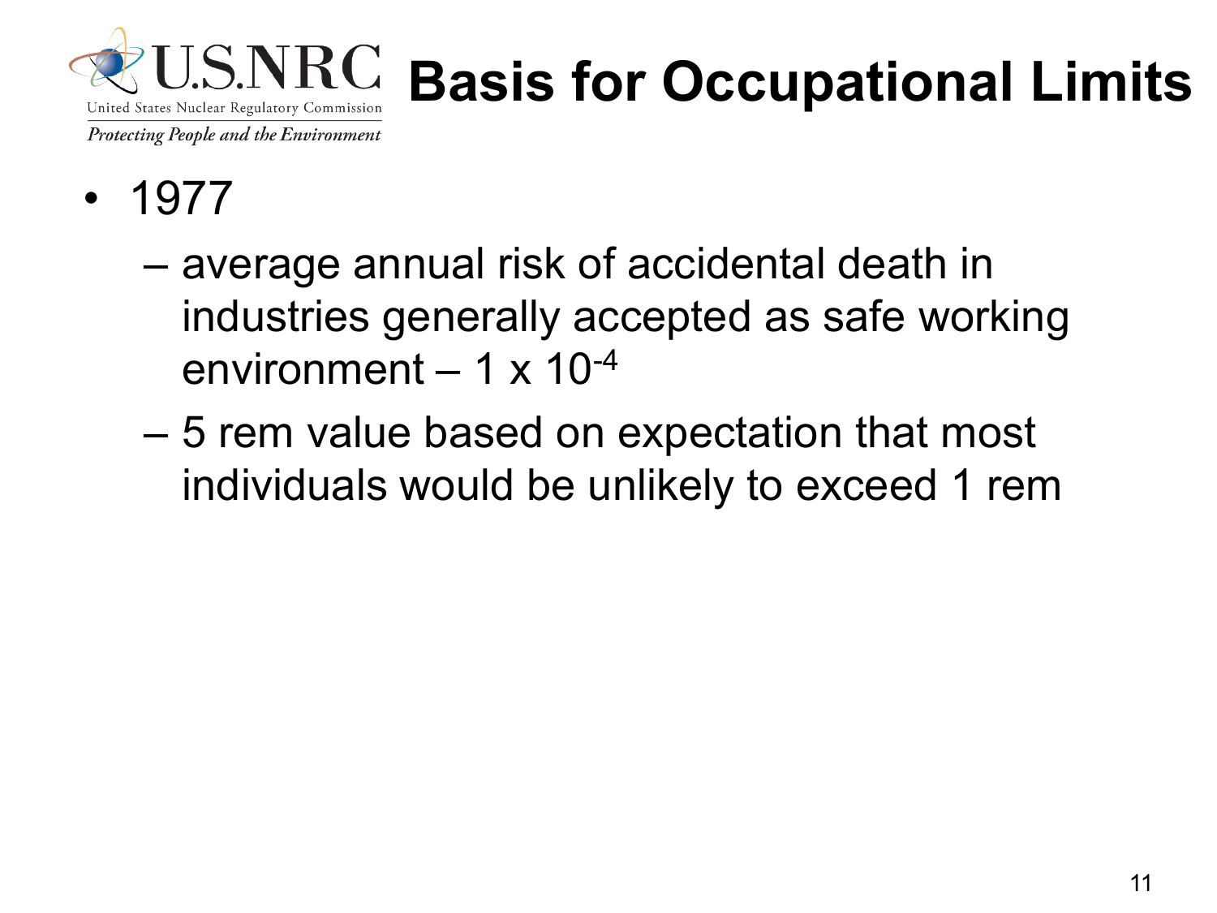# Basis for Occupational Limits

- 1977
  - average annual risk of accidental death in industries generally accepted as safe working environment – $1 \times 10^{-4}$
  - 5 rem value based on expectation that most individuals would be unlikely to exceed 1 rem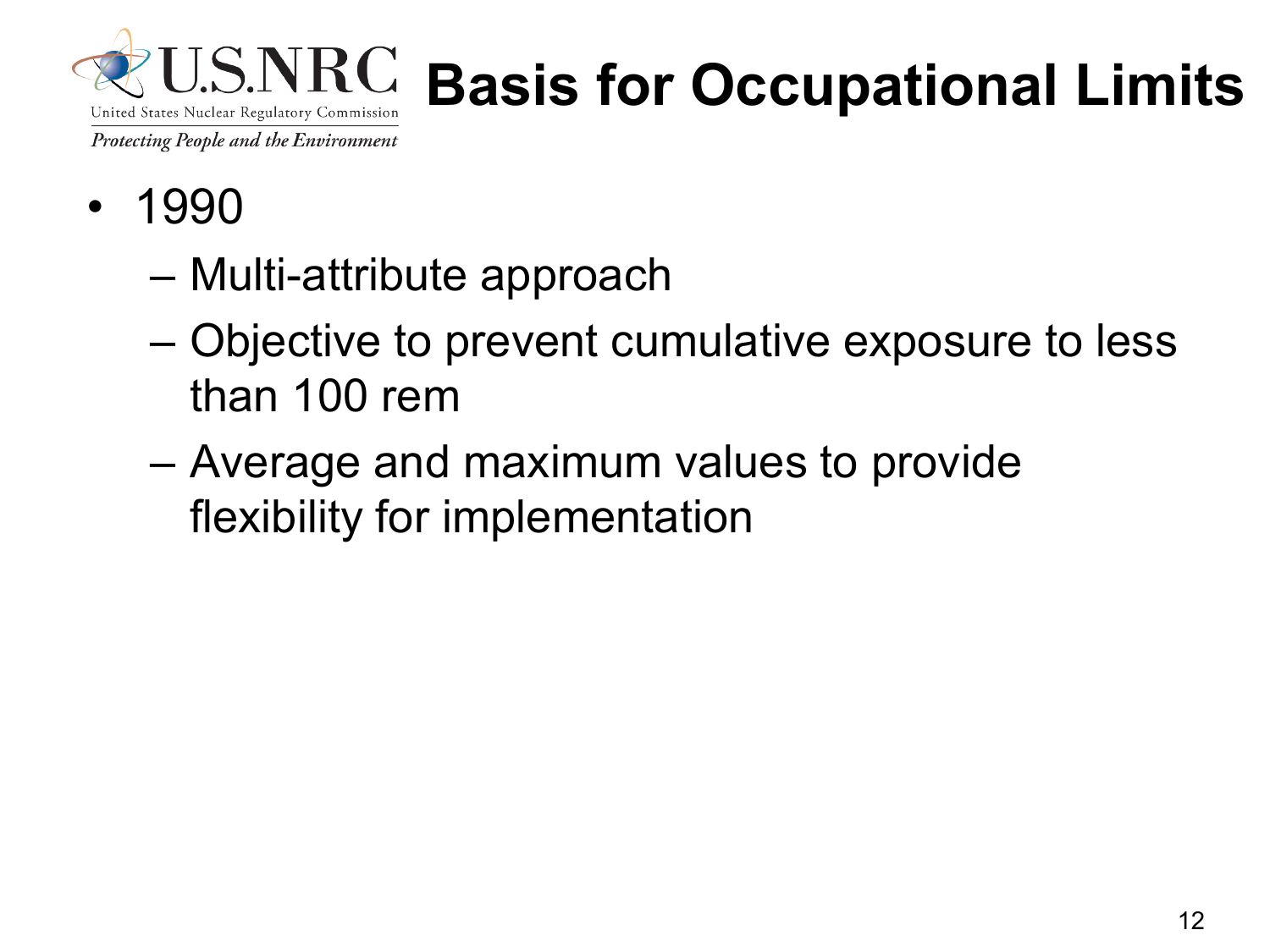# Basis for Occupational Limits

- 1990
  - Multi-attribute approach
  - Objective to prevent cumulative exposure to less than 100 rem
  - Average and maximum values to provide flexibility for implementation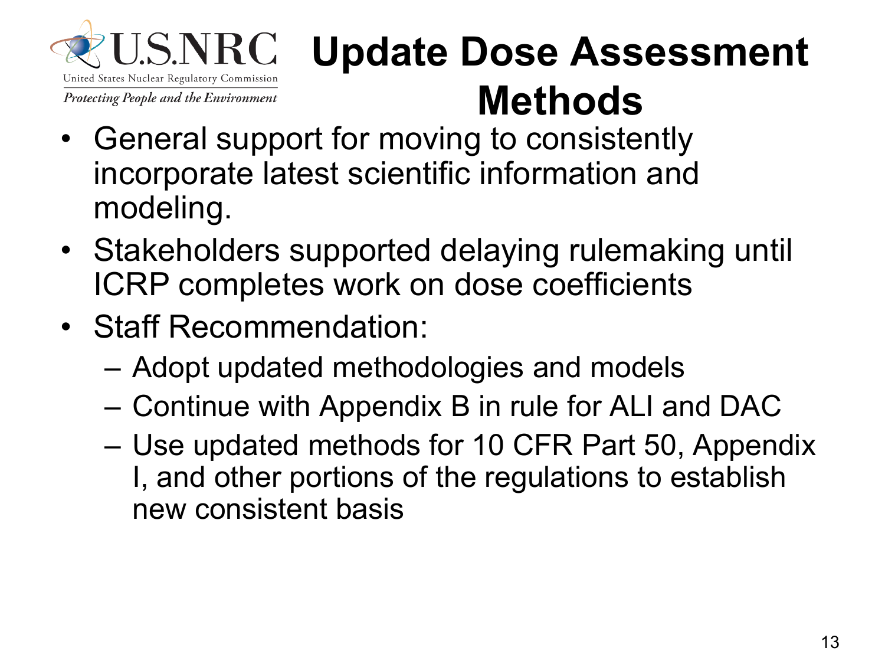# Update Dose Assessment Methods

- General support for moving to consistently incorporate latest scientific information and modeling.
- Stakeholders supported delaying rulemaking until ICRP completes work on dose coefficients
- Staff Recommendation:
  - Adopt updated methodologies and models
  - Continue with Appendix B in rule for ALI and DAC
  - Use updated methods for 10 CFR Part 50, Appendix I, and other portions of the regulations to establish new consistent basis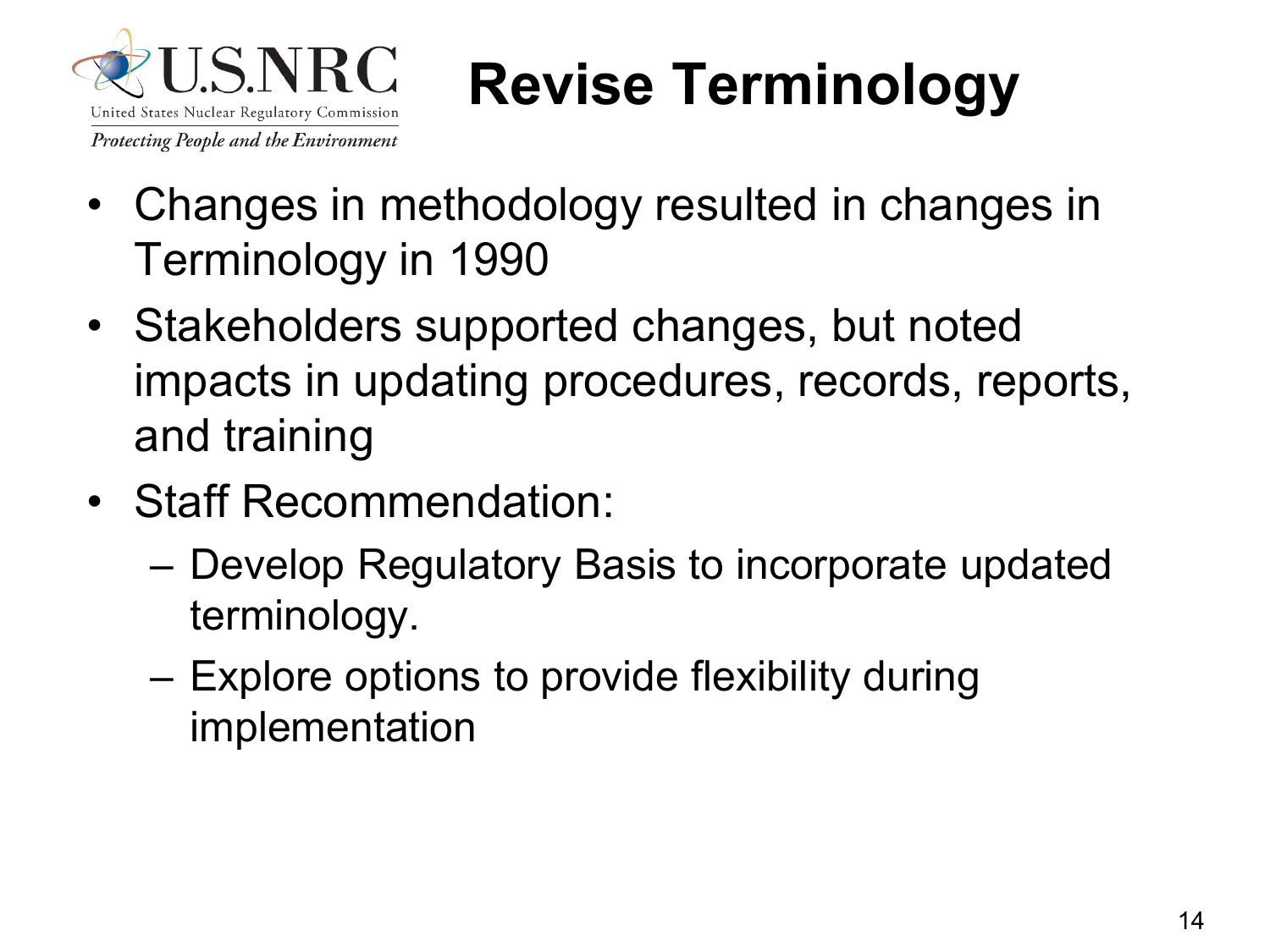# Revise Terminology

- Changes in methodology resulted in changes in Terminology in 1990
- Stakeholders supported changes, but noted impacts in updating procedures, records, reports, and training
- Staff Recommendation:
  - Develop Regulatory Basis to incorporate updated terminology.
  - Explore options to provide flexibility during implementation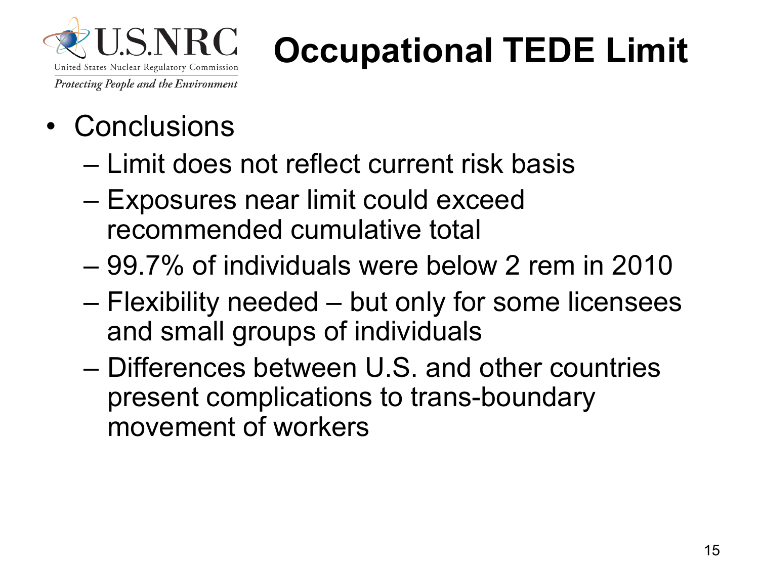# Occupational TEDE Limit

- Conclusions
  - Limit does not reflect current risk basis
  - Exposures near limit could exceed recommended cumulative total
  - 99.7% of individuals were below 2 rem in 2010
  - Flexibility needed – but only for some licensees and small groups of individuals
  - Differences between U.S. and other countries present complications to trans-boundary movement of workers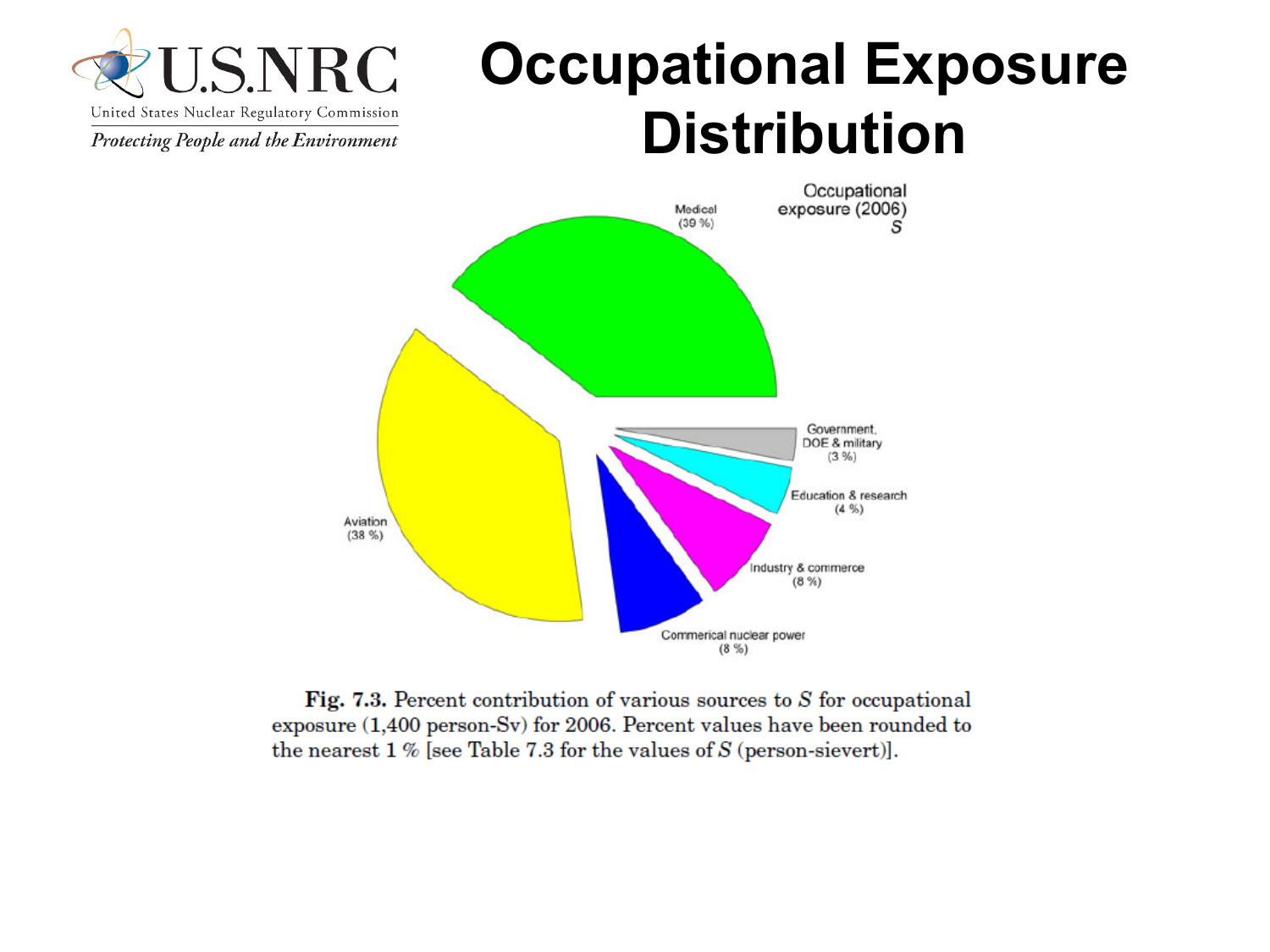# Occupational Exposure Distribution

Occupational exposure (2006)
*S*

Medical (39 %)

Aviation (38 %)

Government, DOE & military (3 %)

Education & research (4 %)

Industry & commerce (8 %)

Commerical nuclear power (8 %)

**Fig. 7.3.** Percent contribution of various sources to $S$ for occupational exposure (1,400 person-Sv) for 2006. Percent values have been rounded to the nearest 1 % [see Table 7.3 for the values of $S$ (person-sievert)].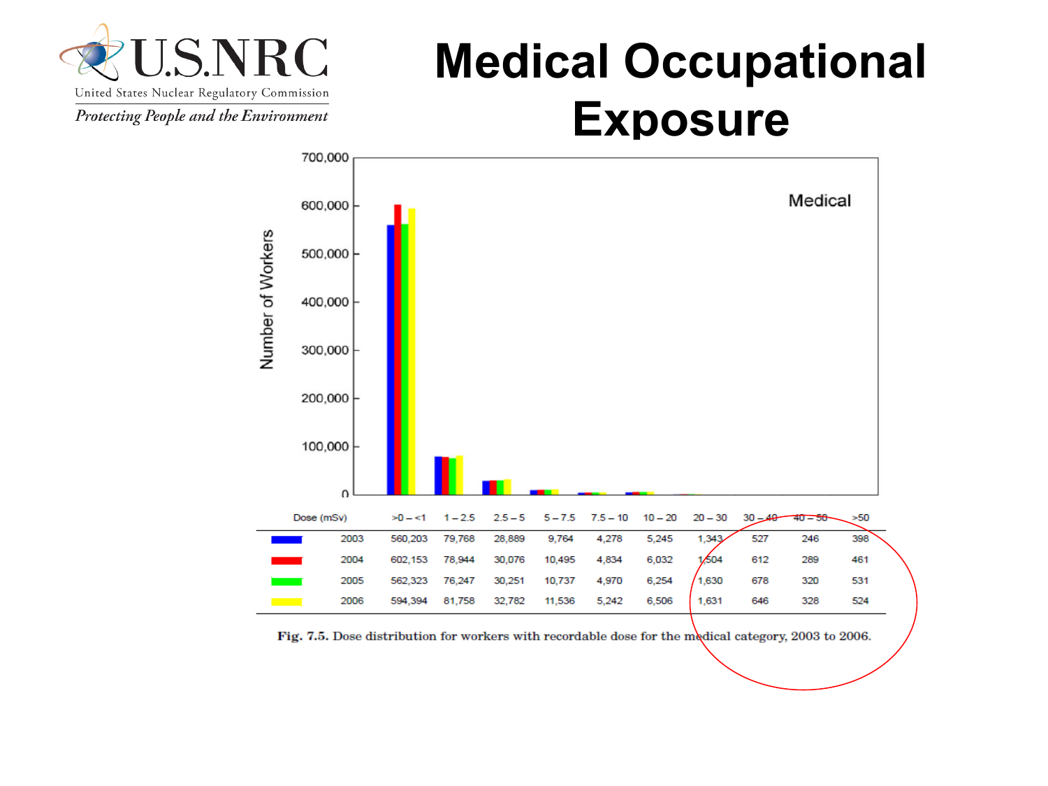# Medical Occupational Exposure

| Dose (mSv) | >0 – <1 | 1 – 2.5 | 2.5 – 5 | 5 – 7.5 | 7.5 – 10 | 10 – 20 | 20 – 30 | 30 – 40 | 40 – 50 | >50 |
|---|---|---|---|---|---|---|---|---|---|---|
| 2003 | 560,203 | 79,768 | 28,889 | 9,764 | 4,278 | 5,245 | 1,343 | 527 | 246 | 398 |
| 2004 | 602,153 | 78,944 | 30,076 | 10,495 | 4,834 | 6,032 | 1,504 | 612 | 289 | 461 |
| 2005 | 562,323 | 76,247 | 30,251 | 10,737 | 4,970 | 6,254 | 1,630 | 678 | 320 | 531 |
| 2006 | 594,394 | 81,758 | 32,782 | 11,536 | 5,242 | 6,506 | 1,631 | 646 | 328 | 524 |

**Fig. 7.5.** Dose distribution for workers with recordable dose for the medical category, 2003 to 2006.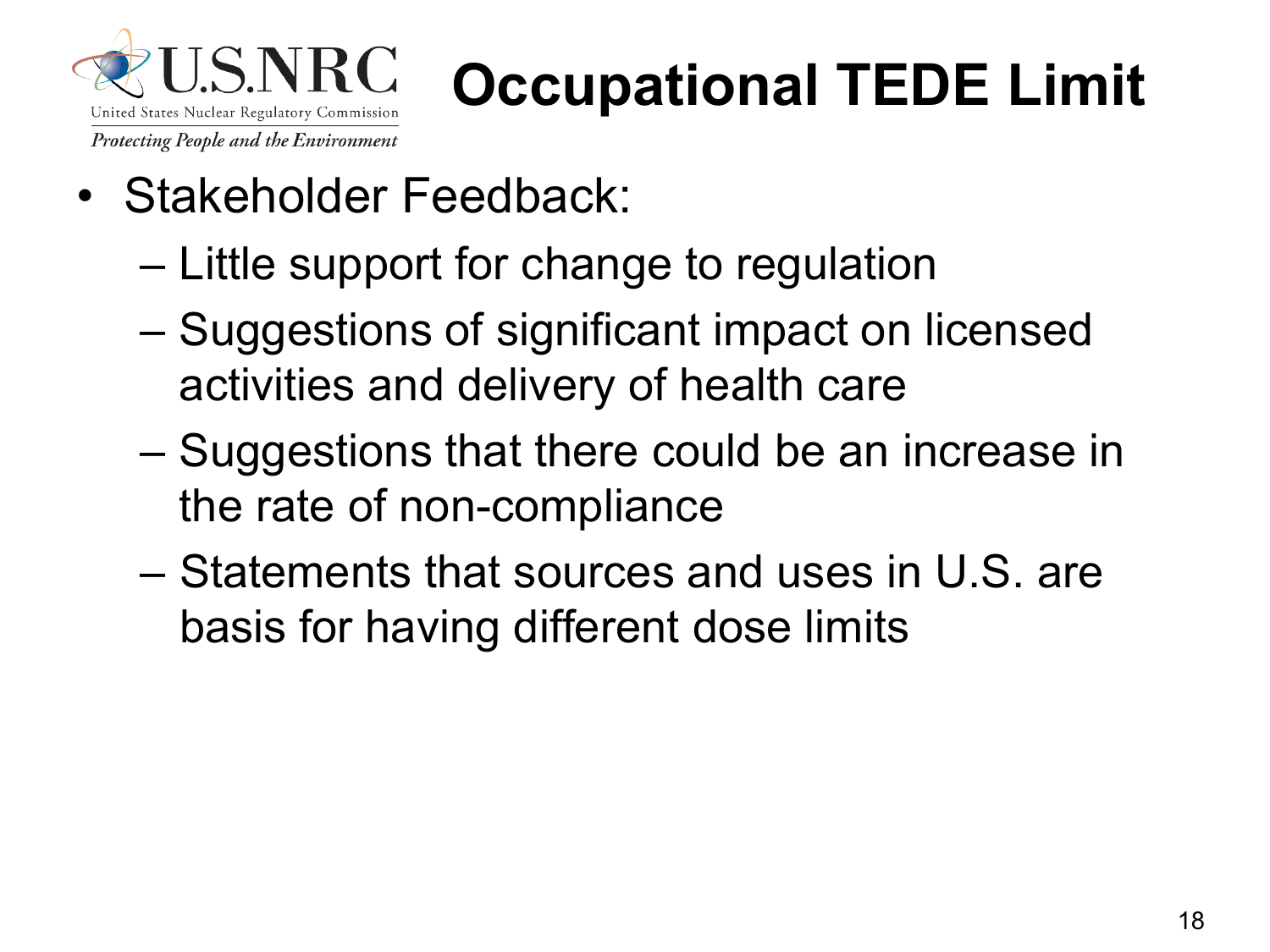# Occupational TEDE Limit

- Stakeholder Feedback:
  - Little support for change to regulation
  - Suggestions of significant impact on licensed activities and delivery of health care
  - Suggestions that there could be an increase in the rate of non-compliance
  - Statements that sources and uses in U.S. are basis for having different dose limits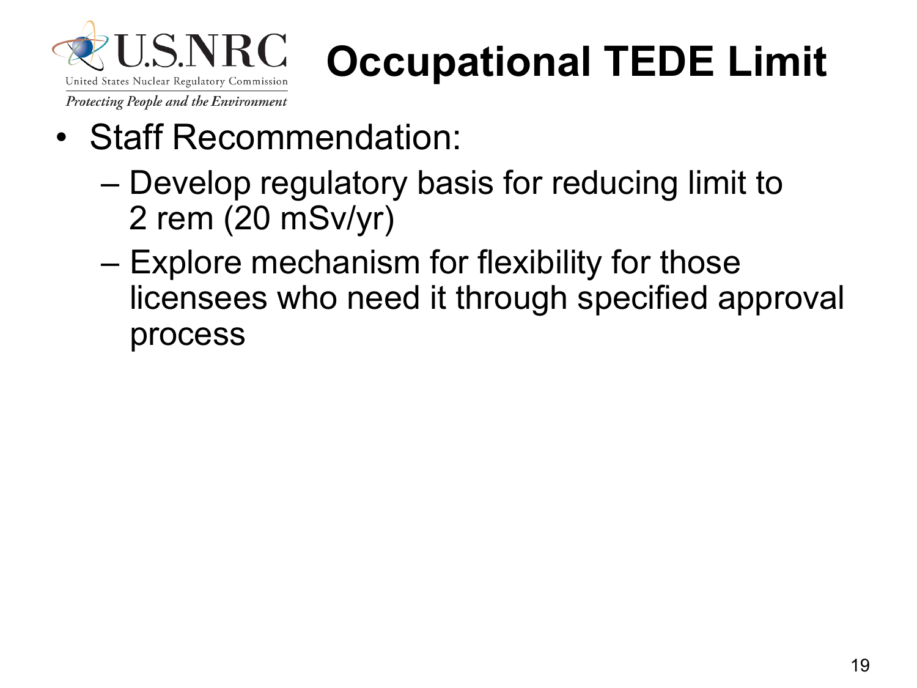# Occupational TEDE Limit

- Staff Recommendation:
  - Develop regulatory basis for reducing limit to 2 rem (20 mSv/yr)
  - Explore mechanism for flexibility for those licensees who need it through specified approval process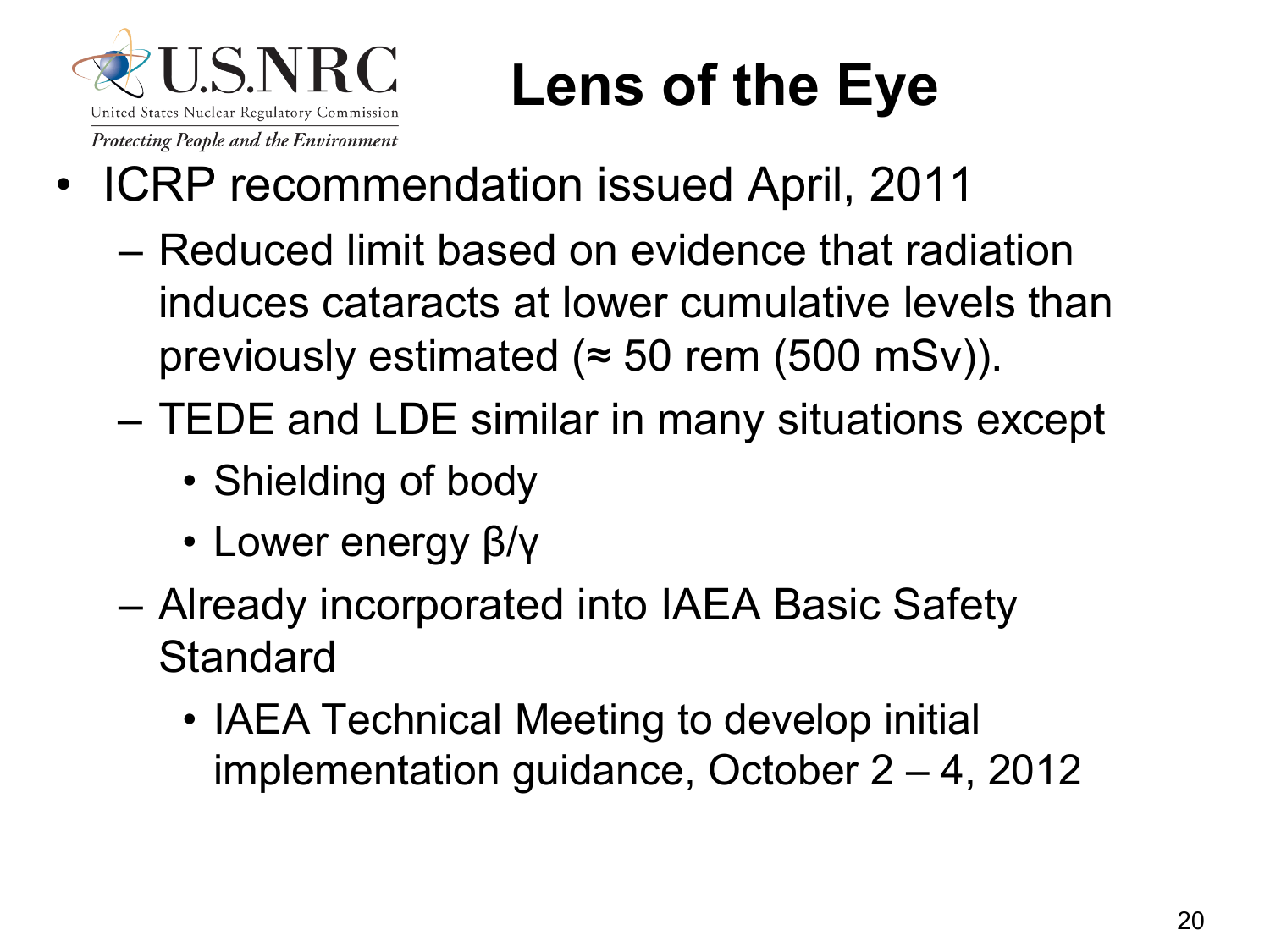# Lens of the Eye

- ICRP recommendation issued April, 2011
  - Reduced limit based on evidence that radiation induces cataracts at lower cumulative levels than previously estimated (≈ 50 rem (500 mSv)).
  - TEDE and LDE similar in many situations except
    - Shielding of body
    - Lower energy β/γ
  - Already incorporated into IAEA Basic Safety Standard
    - IAEA Technical Meeting to develop initial implementation guidance, October 2 – 4, 2012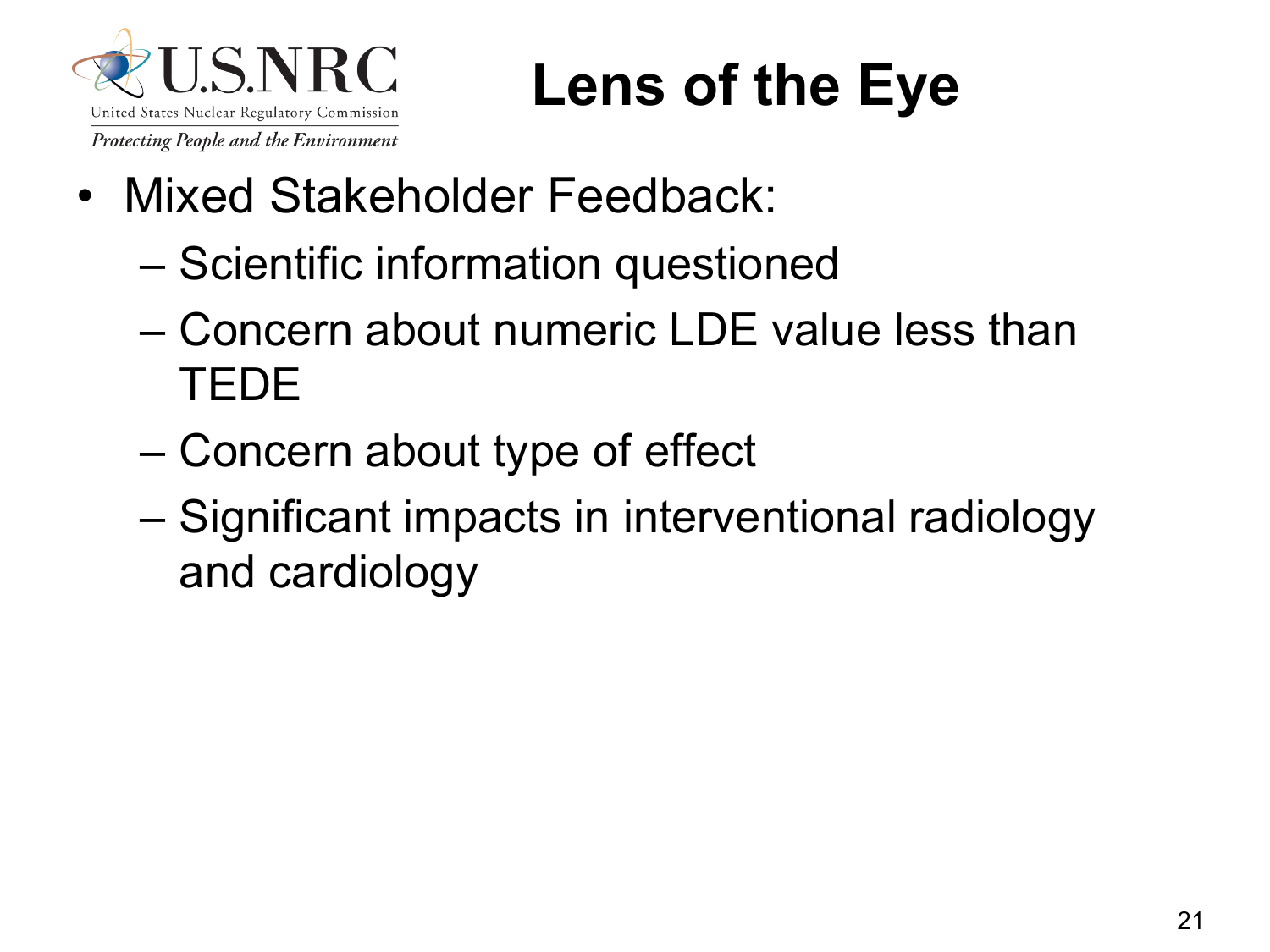# Lens of the Eye

- Mixed Stakeholder Feedback:
  - Scientific information questioned
  - Concern about numeric LDE value less than TEDE
  - Concern about type of effect
  - Significant impacts in interventional radiology and cardiology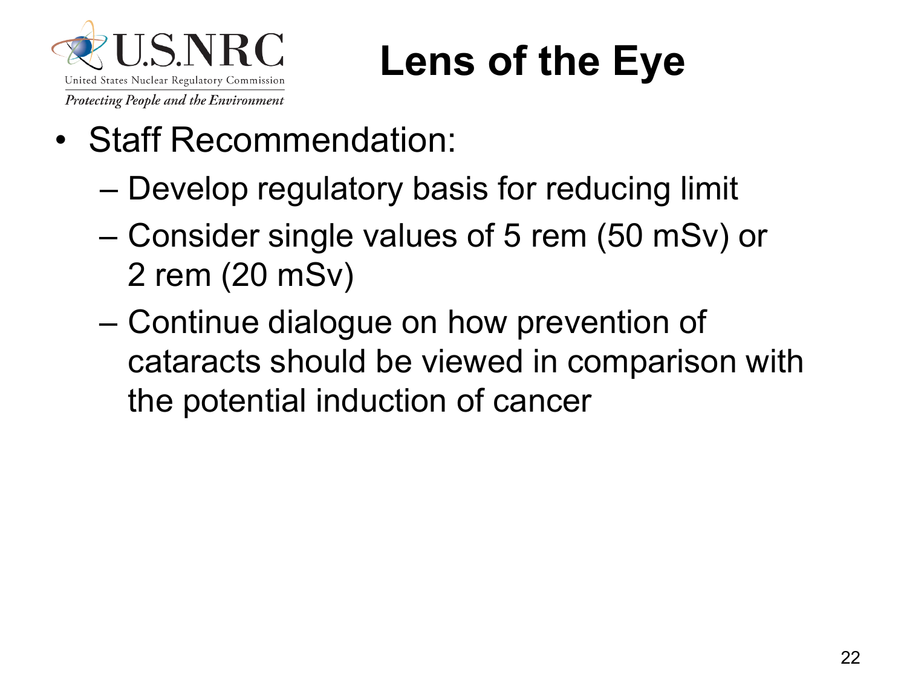# Lens of the Eye

- Staff Recommendation:
  - Develop regulatory basis for reducing limit
  - Consider single values of 5 rem (50 mSv) or 2 rem (20 mSv)
  - Continue dialogue on how prevention of cataracts should be viewed in comparison with the potential induction of cancer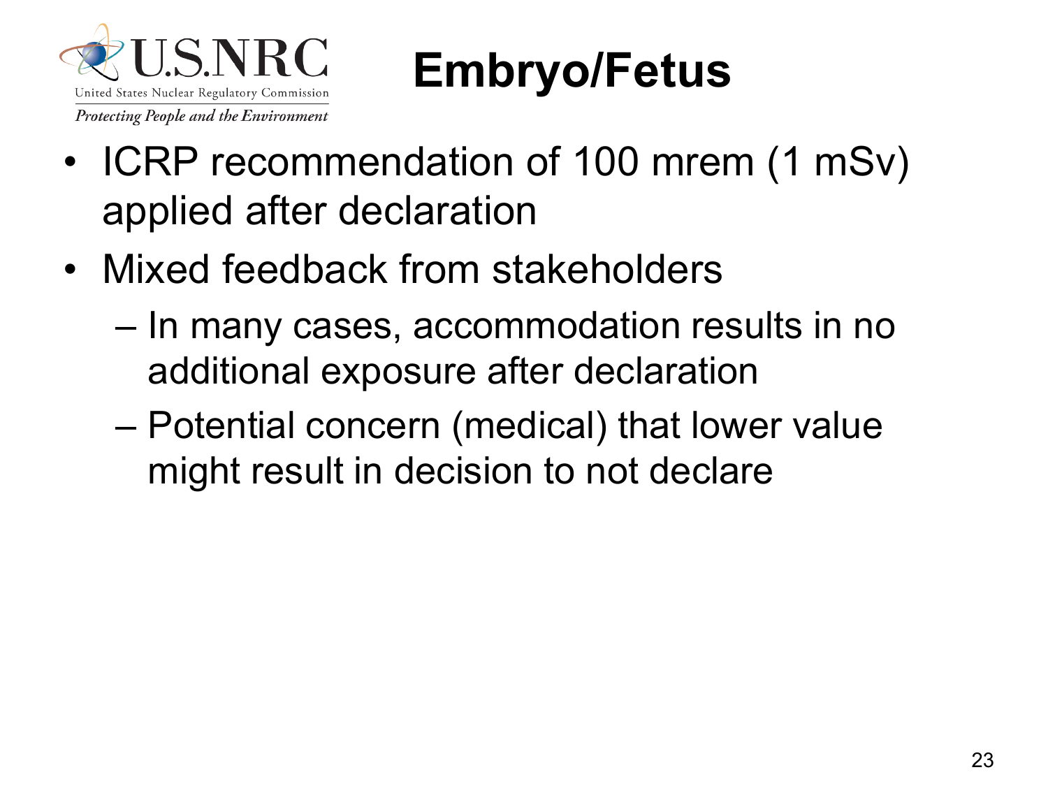# Embryo/Fetus

- ICRP recommendation of 100 mrem (1 mSv) applied after declaration
- Mixed feedback from stakeholders
  - In many cases, accommodation results in no additional exposure after declaration
  - Potential concern (medical) that lower value might result in decision to not declare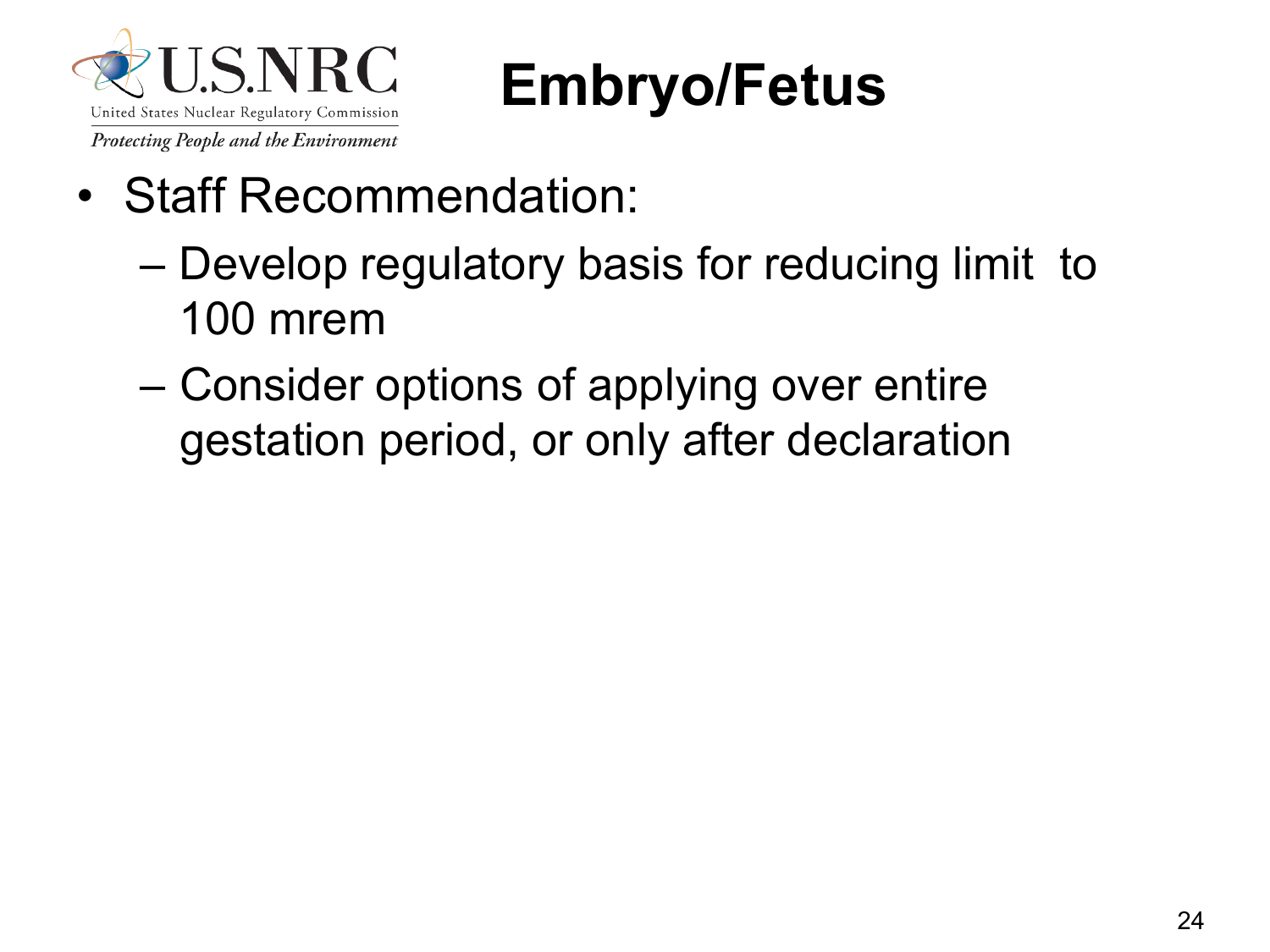# Embryo/Fetus

- Staff Recommendation:
  - Develop regulatory basis for reducing limit to 100 mrem
  - Consider options of applying over entire gestation period, or only after declaration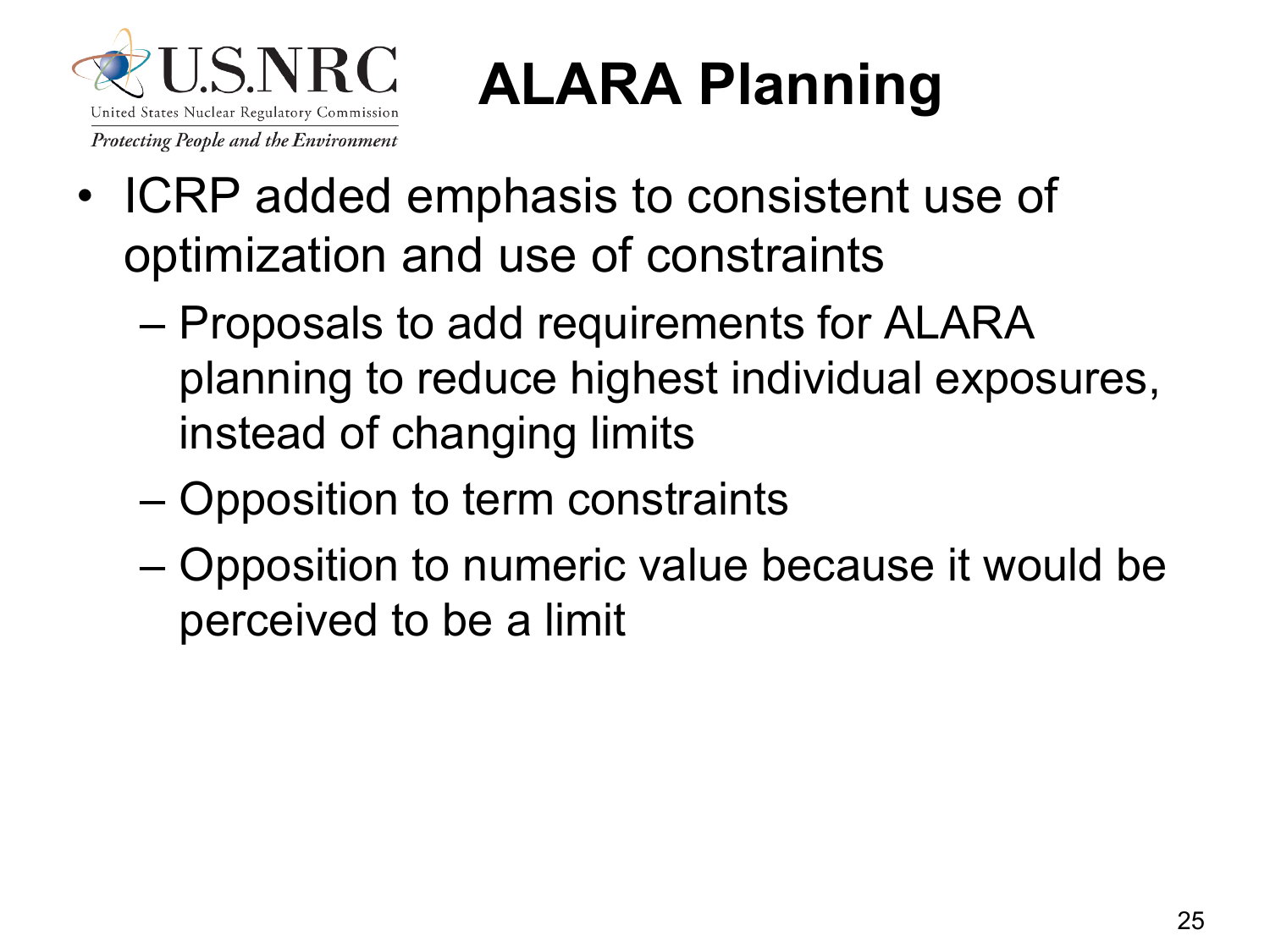# ALARA Planning

- ICRP added emphasis to consistent use of optimization and use of constraints
  - Proposals to add requirements for ALARA planning to reduce highest individual exposures, instead of changing limits
  - Opposition to term constraints
  - Opposition to numeric value because it would be perceived to be a limit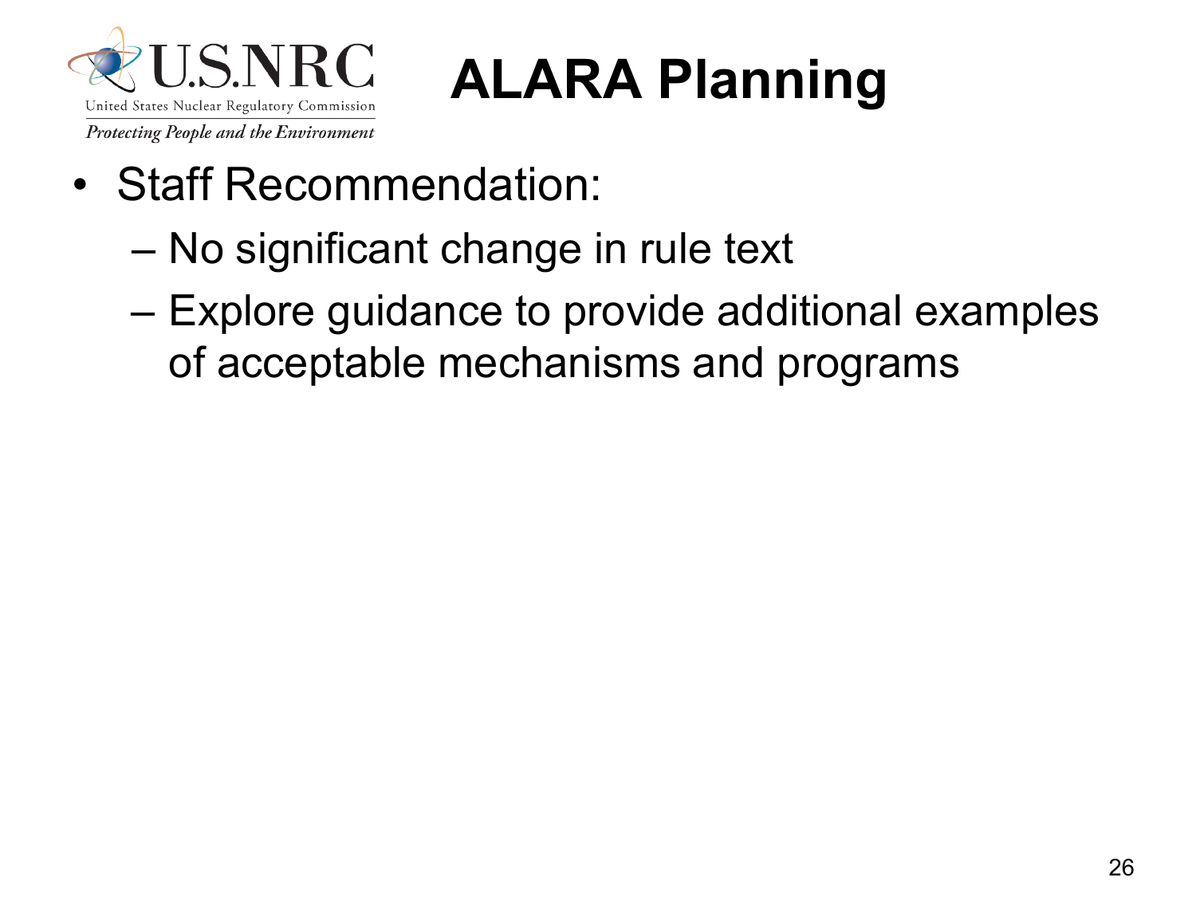# ALARA Planning

- Staff Recommendation:
  - No significant change in rule text
  - Explore guidance to provide additional examples of acceptable mechanisms and programs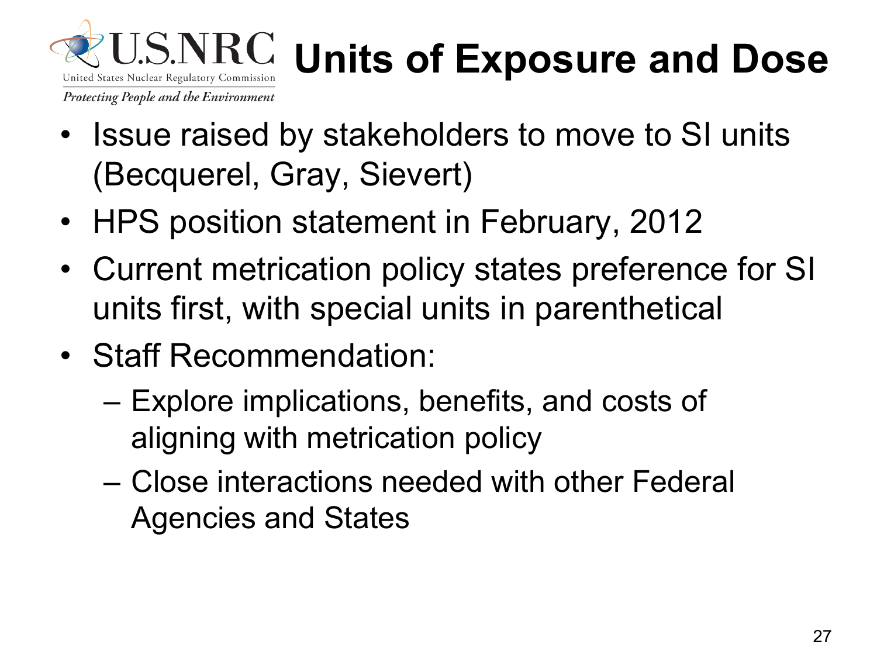# Units of Exposure and Dose

- Issue raised by stakeholders to move to SI units (Becquerel, Gray, Sievert)
- HPS position statement in February, 2012
- Current metrication policy states preference for SI units first, with special units in parenthetical
- Staff Recommendation:
  - Explore implications, benefits, and costs of aligning with metrication policy
  - Close interactions needed with other Federal Agencies and States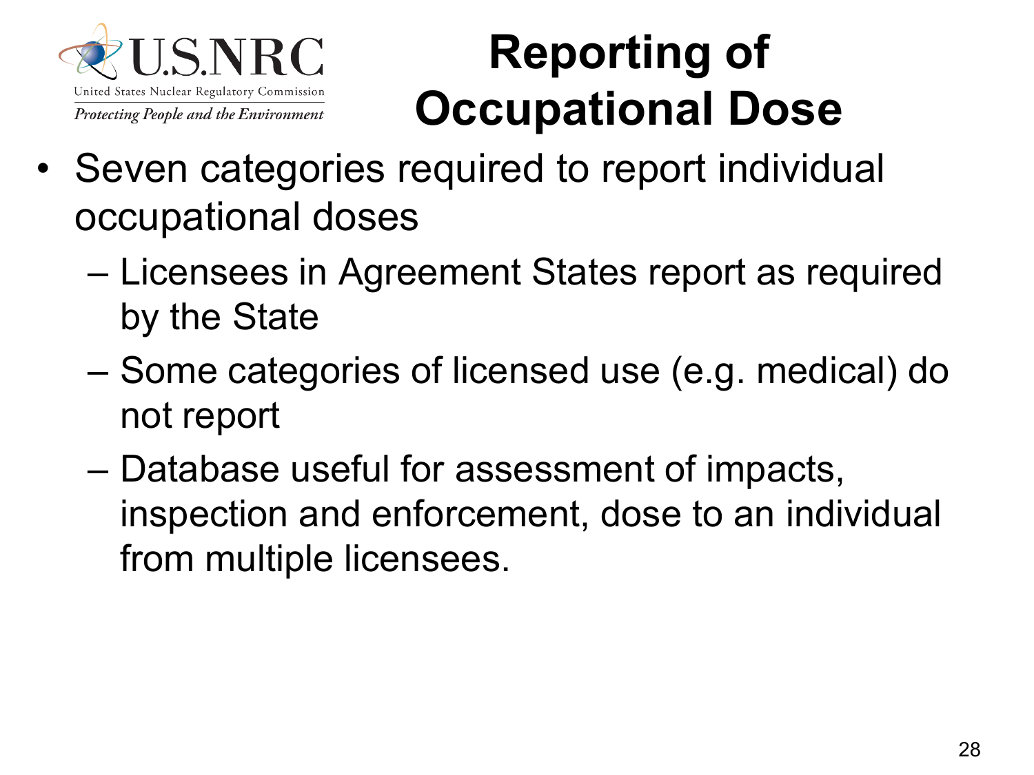# Reporting of Occupational Dose

- Seven categories required to report individual occupational doses
  - Licensees in Agreement States report as required by the State
  - Some categories of licensed use (e.g. medical) do not report
  - Database useful for assessment of impacts, inspection and enforcement, dose to an individual from multiple licensees.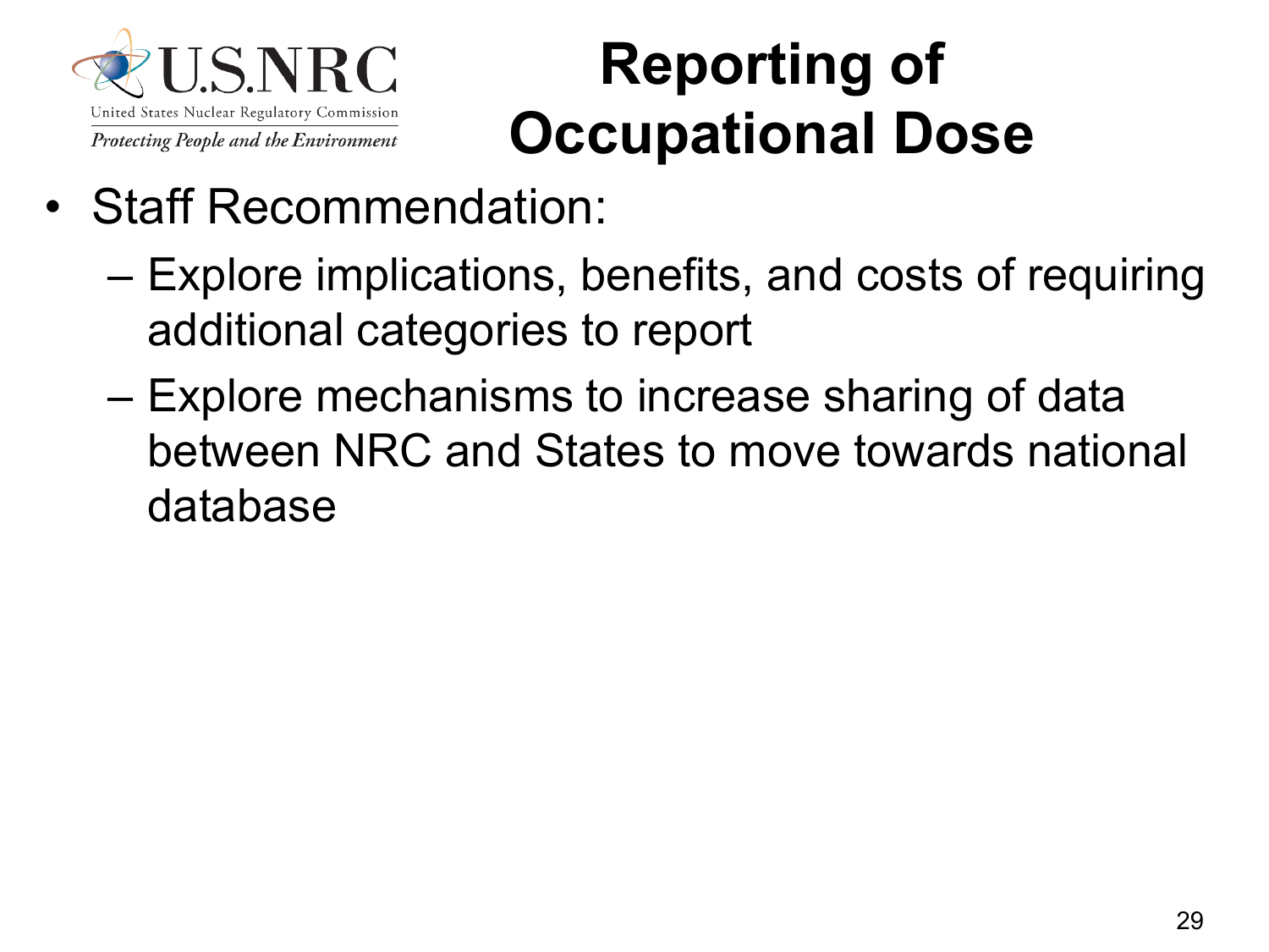# Reporting of Occupational Dose

- Staff Recommendation:
  - Explore implications, benefits, and costs of requiring additional categories to report
  - Explore mechanisms to increase sharing of data between NRC and States to move towards national database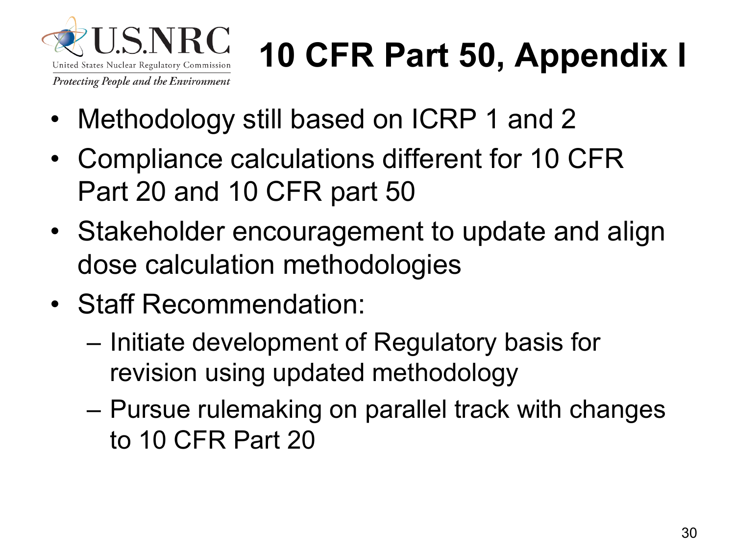# 10 CFR Part 50, Appendix I

- Methodology still based on ICRP 1 and 2
- Compliance calculations different for 10 CFR Part 20 and 10 CFR part 50
- Stakeholder encouragement to update and align dose calculation methodologies
- Staff Recommendation:
  - Initiate development of Regulatory basis for revision using updated methodology
  - Pursue rulemaking on parallel track with changes to 10 CFR Part 20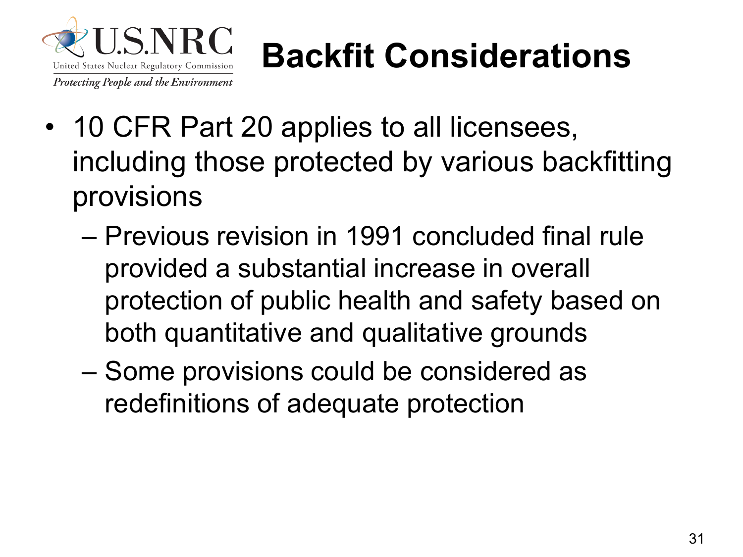# Backfit Considerations

- 10 CFR Part 20 applies to all licensees, including those protected by various backfitting provisions
  - Previous revision in 1991 concluded final rule provided a substantial increase in overall protection of public health and safety based on both quantitative and qualitative grounds
  - Some provisions could be considered as redefinitions of adequate protection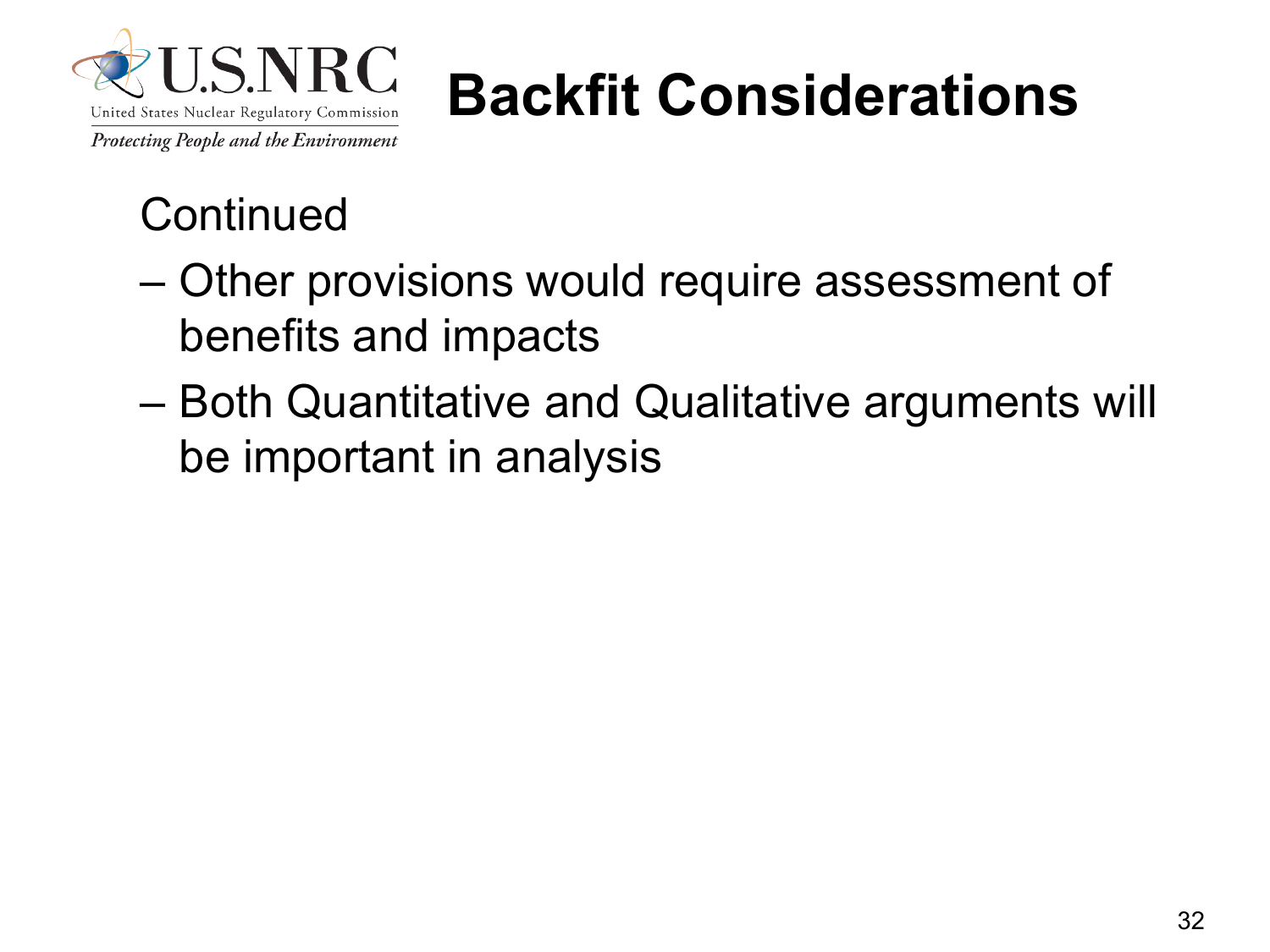# Backfit Considerations

Continued

- Other provisions would require assessment of benefits and impacts
- Both Quantitative and Qualitative arguments will be important in analysis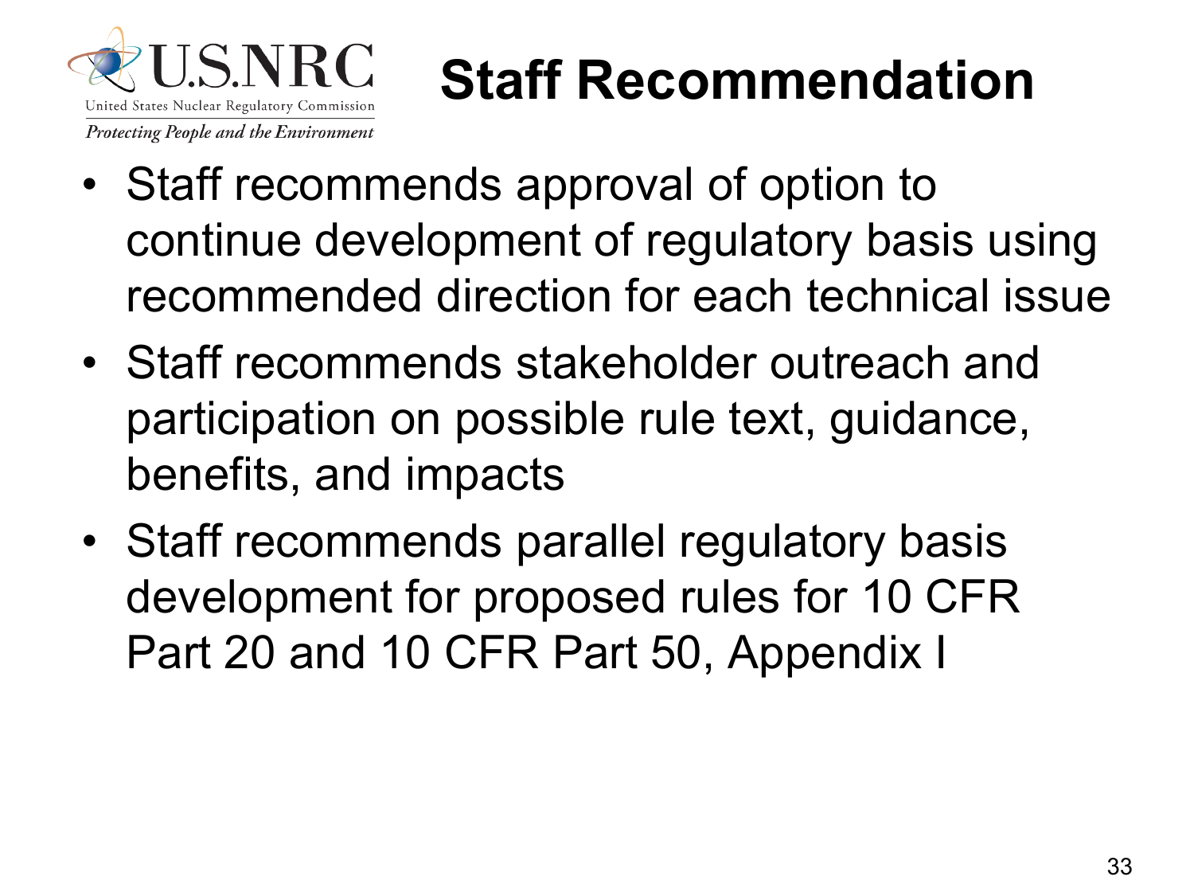# Staff Recommendation

- Staff recommends approval of option to continue development of regulatory basis using recommended direction for each technical issue
- Staff recommends stakeholder outreach and participation on possible rule text, guidance, benefits, and impacts
- Staff recommends parallel regulatory basis development for proposed rules for 10 CFR Part 20 and 10 CFR Part 50, Appendix I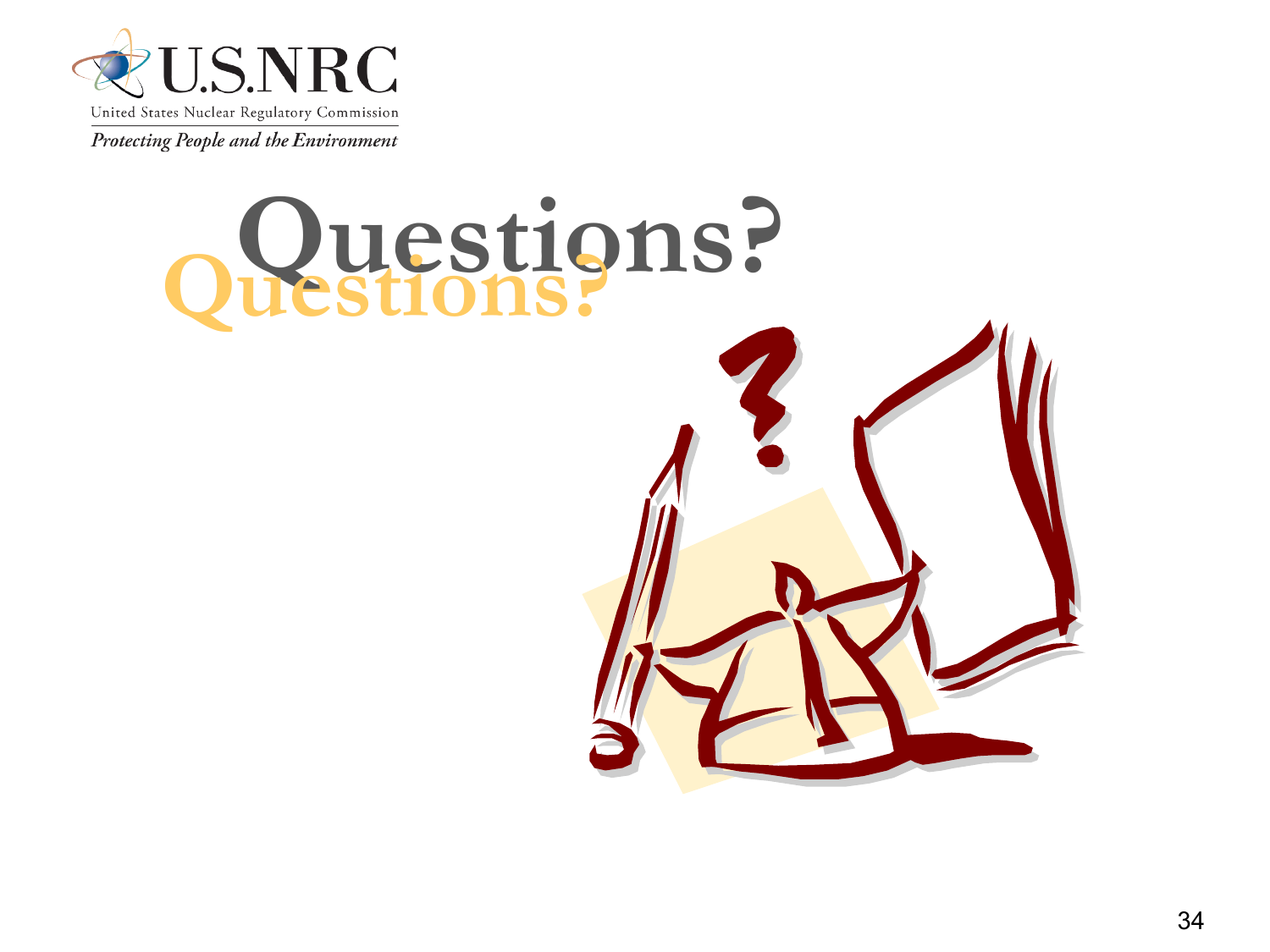# Questions?